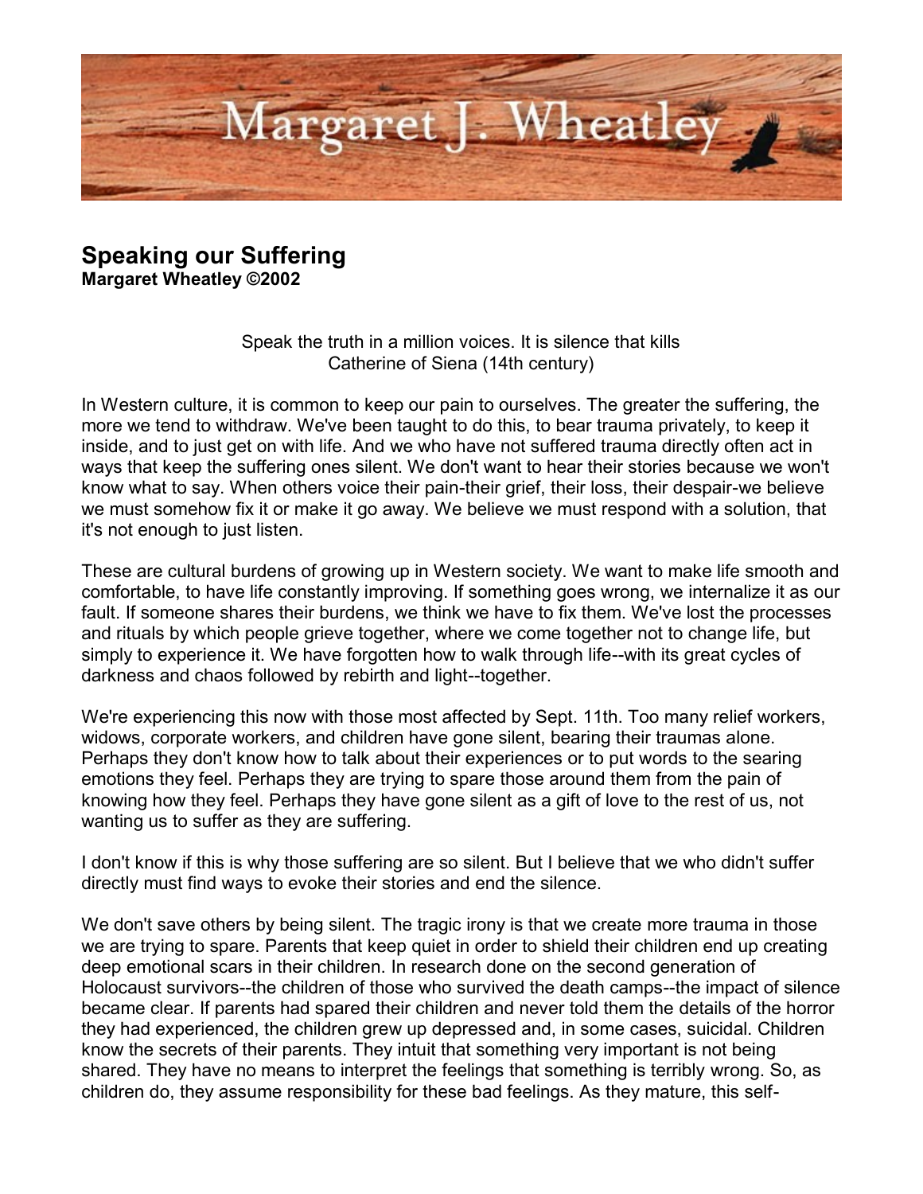# Margaret J. Wheatley

## Speaking our Suffering

**Margaret Wheatley ©2002**

Speak the truth in a million voices. It is silence that kills
Catherine of Siena (14th century)

In Western culture, it is common to keep our pain to ourselves. The greater the suffering, the more we tend to withdraw. We've been taught to do this, to bear trauma privately, to keep it inside, and to just get on with life. And we who have not suffered trauma directly often act in ways that keep the suffering ones silent. We don't want to hear their stories because we won't know what to say. When others voice their pain-their grief, their loss, their despair-we believe we must somehow fix it or make it go away. We believe we must respond with a solution, that it's not enough to just listen.

These are cultural burdens of growing up in Western society. We want to make life smooth and comfortable, to have life constantly improving. If something goes wrong, we internalize it as our fault. If someone shares their burdens, we think we have to fix them. We've lost the processes and rituals by which people grieve together, where we come together not to change life, but simply to experience it. We have forgotten how to walk through life--with its great cycles of darkness and chaos followed by rebirth and light--together.

We're experiencing this now with those most affected by Sept. 11th. Too many relief workers, widows, corporate workers, and children have gone silent, bearing their traumas alone. Perhaps they don't know how to talk about their experiences or to put words to the searing emotions they feel. Perhaps they are trying to spare those around them from the pain of knowing how they feel. Perhaps they have gone silent as a gift of love to the rest of us, not wanting us to suffer as they are suffering.

I don't know if this is why those suffering are so silent. But I believe that we who didn't suffer directly must find ways to evoke their stories and end the silence.

We don't save others by being silent. The tragic irony is that we create more trauma in those we are trying to spare. Parents that keep quiet in order to shield their children end up creating deep emotional scars in their children. In research done on the second generation of Holocaust survivors--the children of those who survived the death camps--the impact of silence became clear. If parents had spared their children and never told them the details of the horror they had experienced, the children grew up depressed and, in some cases, suicidal. Children know the secrets of their parents. They intuit that something very important is not being shared. They have no means to interpret the feelings that something is terribly wrong. So, as children do, they assume responsibility for these bad feelings. As they mature, this self-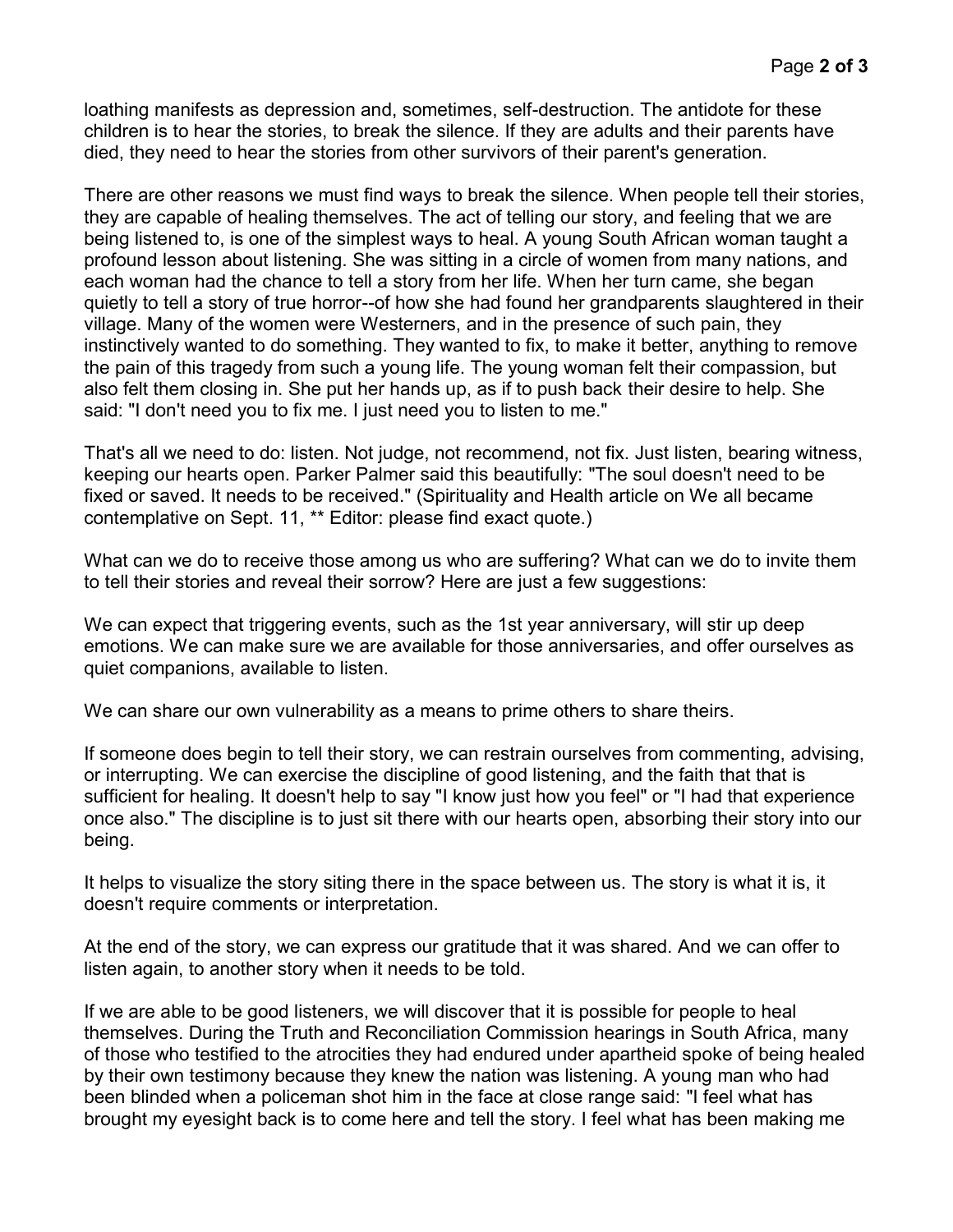loathing manifests as depression and, sometimes, self-destruction. The antidote for these children is to hear the stories, to break the silence. If they are adults and their parents have died, they need to hear the stories from other survivors of their parent's generation.

There are other reasons we must find ways to break the silence. When people tell their stories, they are capable of healing themselves. The act of telling our story, and feeling that we are being listened to, is one of the simplest ways to heal. A young South African woman taught a profound lesson about listening. She was sitting in a circle of women from many nations, and each woman had the chance to tell a story from her life. When her turn came, she began quietly to tell a story of true horror--of how she had found her grandparents slaughtered in their village. Many of the women were Westerners, and in the presence of such pain, they instinctively wanted to do something. They wanted to fix, to make it better, anything to remove the pain of this tragedy from such a young life. The young woman felt their compassion, but also felt them closing in. She put her hands up, as if to push back their desire to help. She said: "I don't need you to fix me. I just need you to listen to me."

That's all we need to do: listen. Not judge, not recommend, not fix. Just listen, bearing witness, keeping our hearts open. Parker Palmer said this beautifully: "The soul doesn't need to be fixed or saved. It needs to be received." (Spirituality and Health article on We all became contemplative on Sept. 11, ** Editor: please find exact quote.)

What can we do to receive those among us who are suffering? What can we do to invite them to tell their stories and reveal their sorrow? Here are just a few suggestions:

We can expect that triggering events, such as the 1st year anniversary, will stir up deep emotions. We can make sure we are available for those anniversaries, and offer ourselves as quiet companions, available to listen.

We can share our own vulnerability as a means to prime others to share theirs.

If someone does begin to tell their story, we can restrain ourselves from commenting, advising, or interrupting. We can exercise the discipline of good listening, and the faith that that is sufficient for healing. It doesn't help to say "I know just how you feel" or "I had that experience once also." The discipline is to just sit there with our hearts open, absorbing their story into our being.

It helps to visualize the story siting there in the space between us. The story is what it is, it doesn't require comments or interpretation.

At the end of the story, we can express our gratitude that it was shared. And we can offer to listen again, to another story when it needs to be told.

If we are able to be good listeners, we will discover that it is possible for people to heal themselves. During the Truth and Reconciliation Commission hearings in South Africa, many of those who testified to the atrocities they had endured under apartheid spoke of being healed by their own testimony because they knew the nation was listening. A young man who had been blinded when a policeman shot him in the face at close range said: "I feel what has brought my eyesight back is to come here and tell the story. I feel what has been making me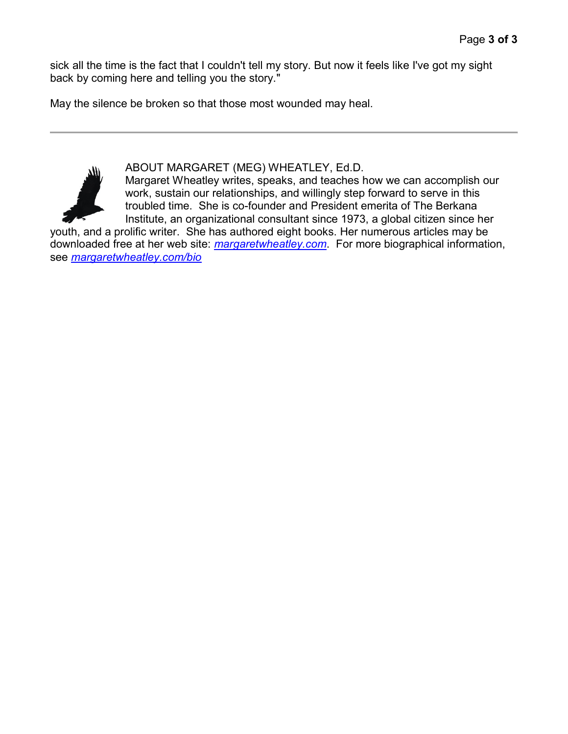sick all the time is the fact that I couldn't tell my story. But now it feels like I've got my sight back by coming here and telling you the story."

May the silence be broken so that those most wounded may heal.

---

ABOUT MARGARET (MEG) WHEATLEY, Ed.D.
Margaret Wheatley writes, speaks, and teaches how we can accomplish our work, sustain our relationships, and willingly step forward to serve in this troubled time. She is co-founder and President emerita of The Berkana Institute, an organizational consultant since 1973, a global citizen since her youth, and a prolific writer. She has authored eight books. Her numerous articles may be downloaded free at her web site: *margaretwheatley.com*. For more biographical information, see *margaretwheatley.com/bio*